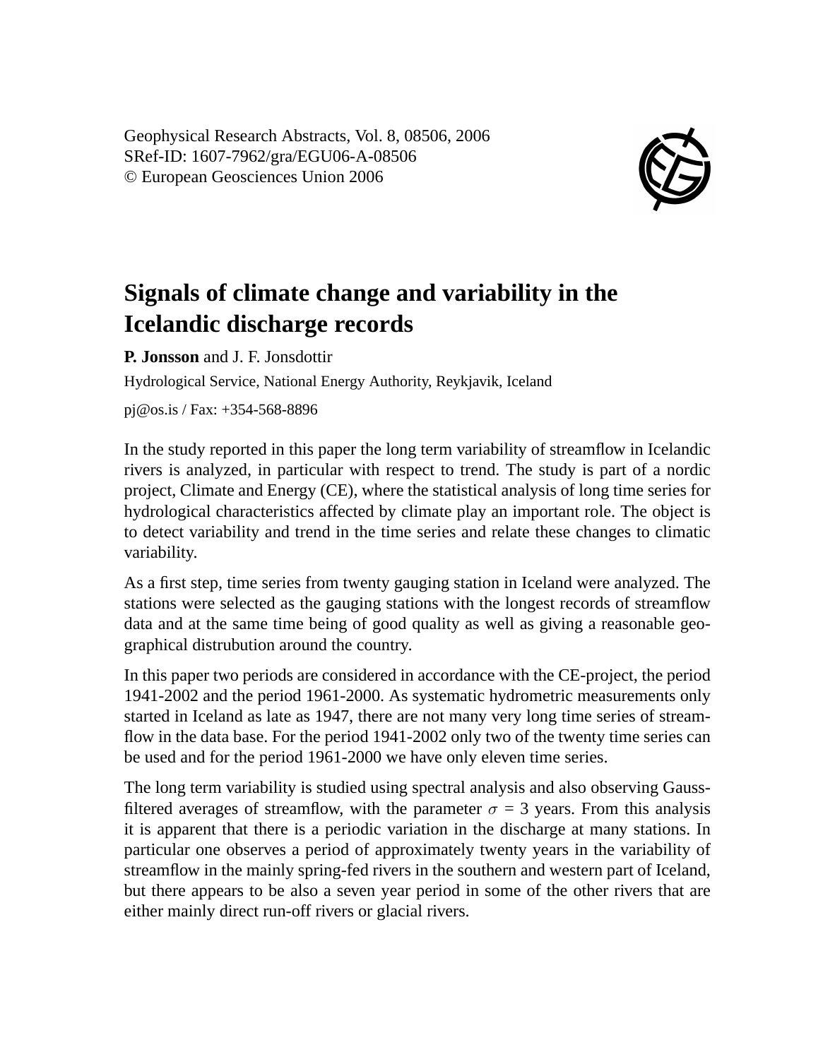Geophysical Research Abstracts, Vol. 8, 08506, 2006
SRef-ID: 1607-7962/gra/EGU06-A-08506
© European Geosciences Union 2006

# Signals of climate change and variability in the Icelandic discharge records

**P. Jonsson** and J. F. Jonsdottir

Hydrological Service, National Energy Authority, Reykjavik, Iceland

pj@os.is / Fax: +354-568-8896

In the study reported in this paper the long term variability of streamflow in Icelandic rivers is analyzed, in particular with respect to trend. The study is part of a nordic project, Climate and Energy (CE), where the statistical analysis of long time series for hydrological characteristics affected by climate play an important role. The object is to detect variability and trend in the time series and relate these changes to climatic variability.

As a first step, time series from twenty gauging station in Iceland were analyzed. The stations were selected as the gauging stations with the longest records of streamflow data and at the same time being of good quality as well as giving a reasonable geographical distrubution around the country.

In this paper two periods are considered in accordance with the CE-project, the period 1941-2002 and the period 1961-2000. As systematic hydrometric measurements only started in Iceland as late as 1947, there are not many very long time series of streamflow in the data base. For the period 1941-2002 only two of the twenty time series can be used and for the period 1961-2000 we have only eleven time series.

The long term variability is studied using spectral analysis and also observing Gauss-filtered averages of streamflow, with the parameter $\sigma$ = 3 years. From this analysis it is apparent that there is a periodic variation in the discharge at many stations. In particular one observes a period of approximately twenty years in the variability of streamflow in the mainly spring-fed rivers in the southern and western part of Iceland, but there appears to be also a seven year period in some of the other rivers that are either mainly direct run-off rivers or glacial rivers.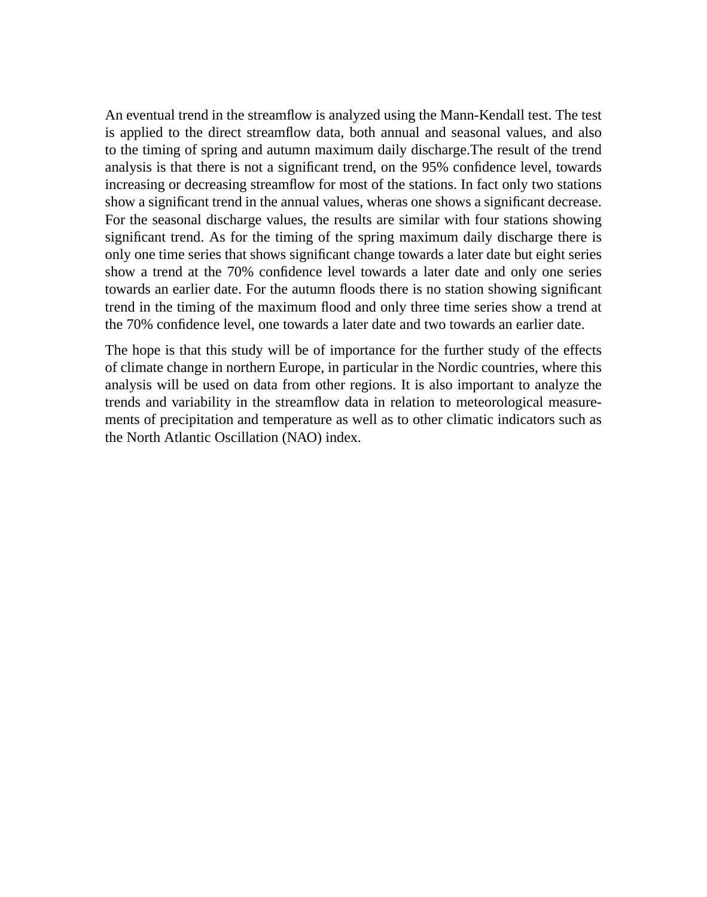An eventual trend in the streamflow is analyzed using the Mann-Kendall test. The test is applied to the direct streamflow data, both annual and seasonal values, and also to the timing of spring and autumn maximum daily discharge.The result of the trend analysis is that there is not a significant trend, on the 95% confidence level, towards increasing or decreasing streamflow for most of the stations. In fact only two stations show a significant trend in the annual values, wheras one shows a significant decrease. For the seasonal discharge values, the results are similar with four stations showing significant trend. As for the timing of the spring maximum daily discharge there is only one time series that shows significant change towards a later date but eight series show a trend at the 70% confidence level towards a later date and only one series towards an earlier date. For the autumn floods there is no station showing significant trend in the timing of the maximum flood and only three time series show a trend at the 70% confidence level, one towards a later date and two towards an earlier date.

The hope is that this study will be of importance for the further study of the effects of climate change in northern Europe, in particular in the Nordic countries, where this analysis will be used on data from other regions. It is also important to analyze the trends and variability in the streamflow data in relation to meteorological measurements of precipitation and temperature as well as to other climatic indicators such as the North Atlantic Oscillation (NAO) index.